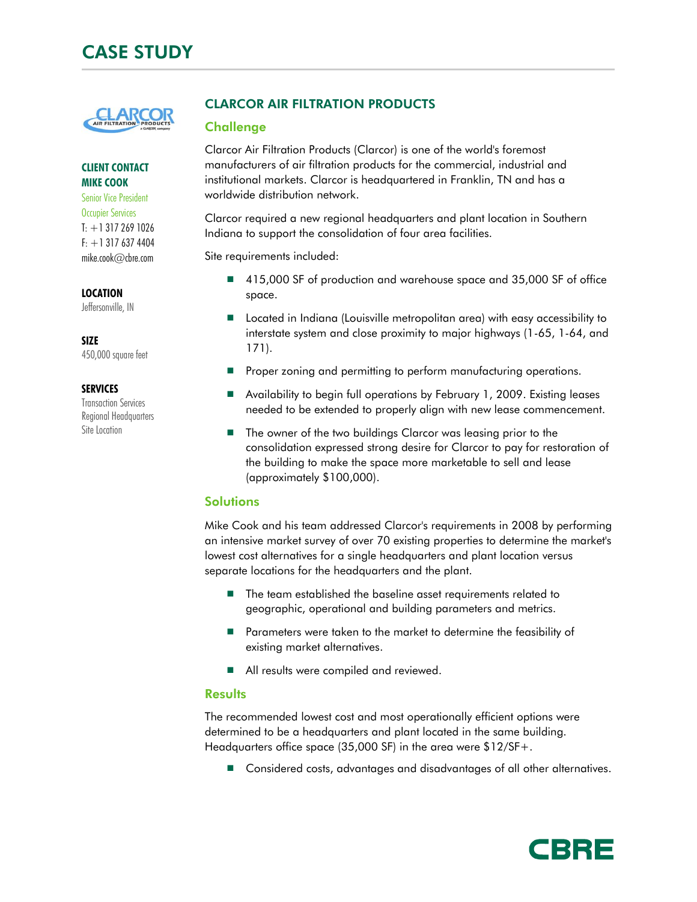# CASE STUDY

**CLIENT CONTACT**
**MIKE COOK**
Senior Vice President
Occupier Services
T: +1 317 269 1026
F: +1 317 637 4404
mike.cook@cbre.com

**LOCATION**
Jeffersonville, IN

**SIZE**
450,000 square feet

**SERVICES**
Transaction Services
Regional Headquarters
Site Location

## CLARCOR AIR FILTRATION PRODUCTS

### Challenge

Clarcor Air Filtration Products (Clarcor) is one of the world's foremost manufacturers of air filtration products for the commercial, industrial and institutional markets. Clarcor is headquartered in Franklin, TN and has a worldwide distribution network.

Clarcor required a new regional headquarters and plant location in Southern Indiana to support the consolidation of four area facilities.

Site requirements included:

- 415,000 SF of production and warehouse space and 35,000 SF of office space.
- Located in Indiana (Louisville metropolitan area) with easy accessibility to interstate system and close proximity to major highways (1-65, 1-64, and 171).
- Proper zoning and permitting to perform manufacturing operations.
- Availability to begin full operations by February 1, 2009. Existing leases needed to be extended to properly align with new lease commencement.
- The owner of the two buildings Clarcor was leasing prior to the consolidation expressed strong desire for Clarcor to pay for restoration of the building to make the space more marketable to sell and lease (approximately $100,000).

### Solutions

Mike Cook and his team addressed Clarcor's requirements in 2008 by performing an intensive market survey of over 70 existing properties to determine the market's lowest cost alternatives for a single headquarters and plant location versus separate locations for the headquarters and the plant.

- The team established the baseline asset requirements related to geographic, operational and building parameters and metrics.
- Parameters were taken to the market to determine the feasibility of existing market alternatives.
- All results were compiled and reviewed.

### Results

The recommended lowest cost and most operationally efficient options were determined to be a headquarters and plant located in the same building. Headquarters office space (35,000 SF) in the area were $12/SF+.

- Considered costs, advantages and disadvantages of all other alternatives.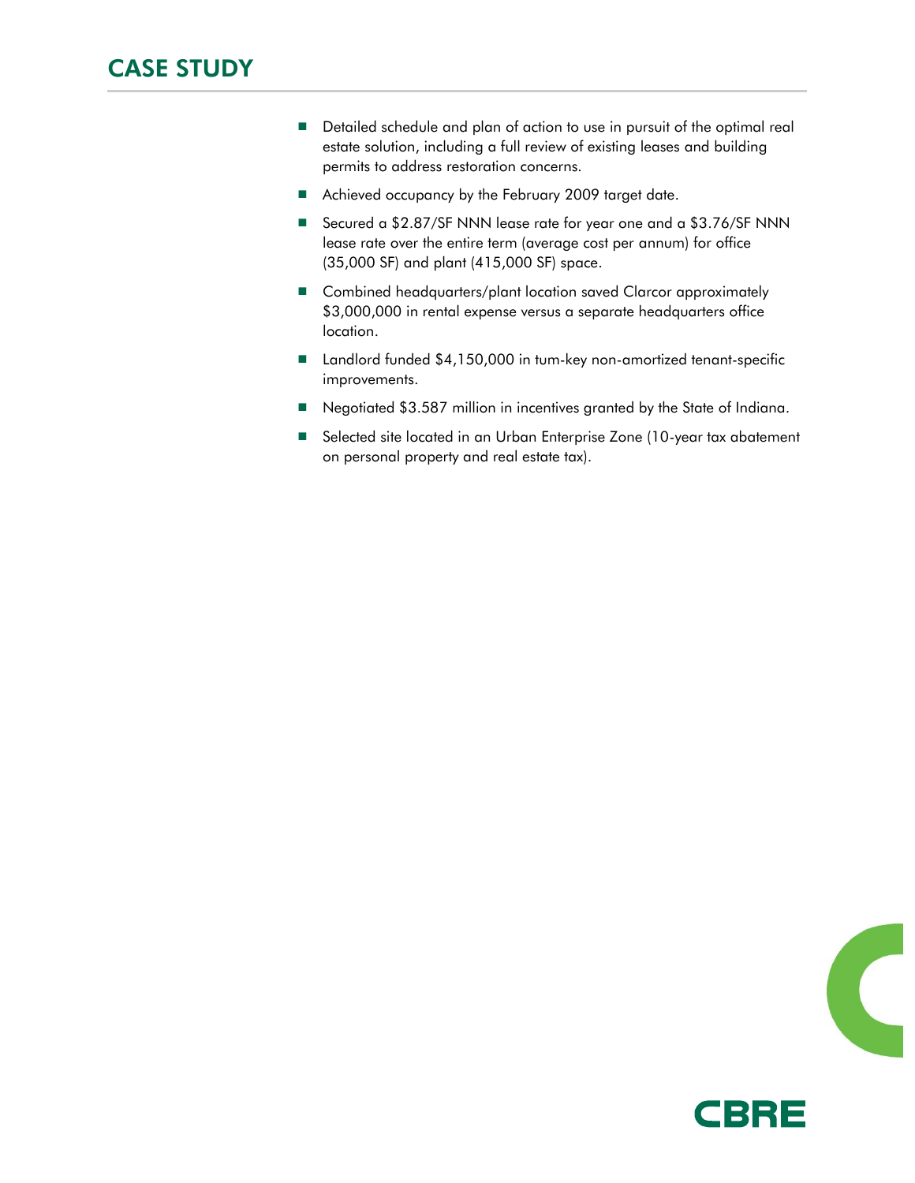## CASE STUDY

- Detailed schedule and plan of action to use in pursuit of the optimal real estate solution, including a full review of existing leases and building permits to address restoration concerns.
- Achieved occupancy by the February 2009 target date.
- Secured a $2.87/SF NNN lease rate for year one and a $3.76/SF NNN lease rate over the entire term (average cost per annum) for office (35,000 SF) and plant (415,000 SF) space.
- Combined headquarters/plant location saved Clarcor approximately $3,000,000 in rental expense versus a separate headquarters office location.
- Landlord funded $4,150,000 in tum-key non-amortized tenant-specific improvements.
- Negotiated $3.587 million in incentives granted by the State of Indiana.
- Selected site located in an Urban Enterprise Zone (10-year tax abatement on personal property and real estate tax).

CBRE